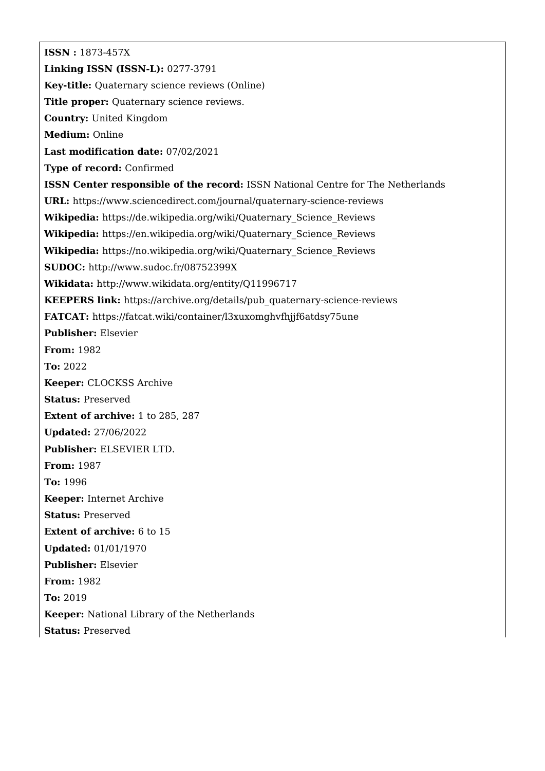**ISSN :** 1873-457X

**Linking ISSN (ISSN-L):** 0277-3791

**Key-title:** Quaternary science reviews (Online)

**Title proper:** Quaternary science reviews.

**Country:** United Kingdom

**Medium:** Online

**Last modification date:** 07/02/2021

**Type of record:** Confirmed

**ISSN Center responsible of the record:** ISSN National Centre for The Netherlands

**URL:** https://www.sciencedirect.com/journal/quaternary-science-reviews

**Wikipedia:** https://de.wikipedia.org/wiki/Quaternary_Science_Reviews

**Wikipedia:** https://en.wikipedia.org/wiki/Quaternary_Science_Reviews

**Wikipedia:** https://no.wikipedia.org/wiki/Quaternary_Science_Reviews

**SUDOC:** http://www.sudoc.fr/08752399X

**Wikidata:** http://www.wikidata.org/entity/Q11996717

**KEEPERS link:** https://archive.org/details/pub_quaternary-science-reviews

**FATCAT:** https://fatcat.wiki/container/l3xuxomghvfhjjf6atdsy75une

**Publisher:** Elsevier

**From:** 1982

**To:** 2022

**Keeper:** CLOCKSS Archive

**Status:** Preserved

**Extent of archive:** 1 to 285, 287

**Updated:** 27/06/2022

**Publisher:** ELSEVIER LTD.

**From:** 1987

**To:** 1996

**Keeper:** Internet Archive

**Status:** Preserved

**Extent of archive:** 6 to 15

**Updated:** 01/01/1970

**Publisher:** Elsevier

**From:** 1982

**To:** 2019

**Keeper:** National Library of the Netherlands

**Status:** Preserved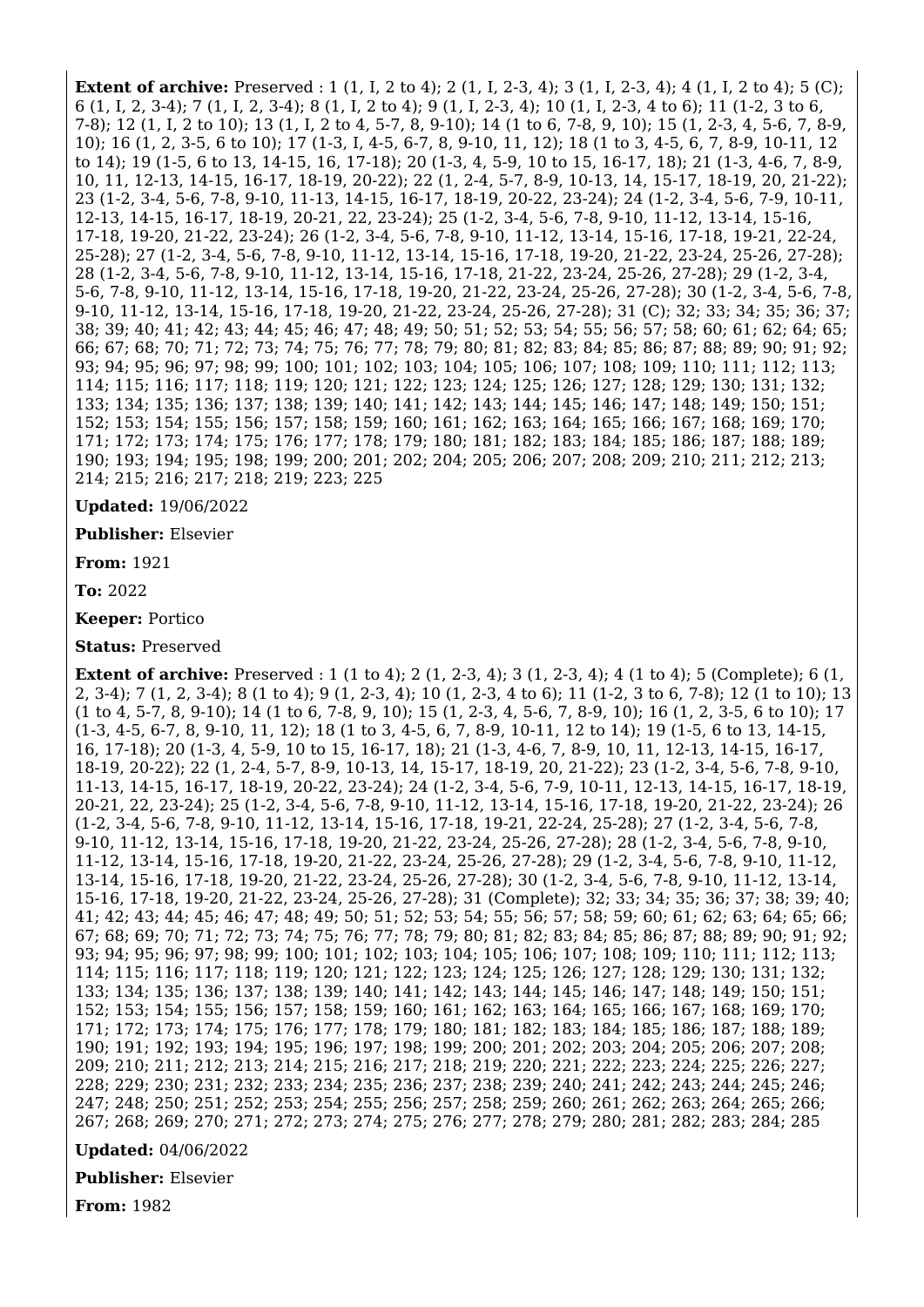**Extent of archive:** Preserved : 1 (1, I, 2 to 4); 2 (1, I, 2-3, 4); 3 (1, I, 2-3, 4); 4 (1, I, 2 to 4); 5 (C); 6 (1, I, 2, 3-4); 7 (1, I, 2, 3-4); 8 (1, I, 2 to 4); 9 (1, I, 2-3, 4); 10 (1, I, 2-3, 4 to 6); 11 (1-2, 3 to 6, 7-8); 12 (1, I, 2 to 10); 13 (1, I, 2 to 4, 5-7, 8, 9-10); 14 (1 to 6, 7-8, 9, 10); 15 (1, 2-3, 4, 5-6, 7, 8-9, 10); 16 (1, 2, 3-5, 6 to 10); 17 (1-3, I, 4-5, 6-7, 8, 9-10, 11, 12); 18 (1 to 3, 4-5, 6, 7, 8-9, 10-11, 12 to 14); 19 (1-5, 6 to 13, 14-15, 16, 17-18); 20 (1-3, 4, 5-9, 10 to 15, 16-17, 18); 21 (1-3, 4-6, 7, 8-9, 10, 11, 12-13, 14-15, 16-17, 18-19, 20-22); 22 (1, 2-4, 5-7, 8-9, 10-13, 14, 15-17, 18-19, 20, 21-22); 23 (1-2, 3-4, 5-6, 7-8, 9-10, 11-13, 14-15, 16-17, 18-19, 20-22, 23-24); 24 (1-2, 3-4, 5-6, 7-9, 10-11, 12-13, 14-15, 16-17, 18-19, 20-21, 22, 23-24); 25 (1-2, 3-4, 5-6, 7-8, 9-10, 11-12, 13-14, 15-16, 17-18, 19-20, 21-22, 23-24); 26 (1-2, 3-4, 5-6, 7-8, 9-10, 11-12, 13-14, 15-16, 17-18, 19-21, 22-24, 25-28); 27 (1-2, 3-4, 5-6, 7-8, 9-10, 11-12, 13-14, 15-16, 17-18, 19-20, 21-22, 23-24, 25-26, 27-28); 28 (1-2, 3-4, 5-6, 7-8, 9-10, 11-12, 13-14, 15-16, 17-18, 21-22, 23-24, 25-26, 27-28); 29 (1-2, 3-4, 5-6, 7-8, 9-10, 11-12, 13-14, 15-16, 17-18, 19-20, 21-22, 23-24, 25-26, 27-28); 30 (1-2, 3-4, 5-6, 7-8, 9-10, 11-12, 13-14, 15-16, 17-18, 19-20, 21-22, 23-24, 25-26, 27-28); 31 (C); 32; 33; 34; 35; 36; 37; 38; 39; 40; 41; 42; 43; 44; 45; 46; 47; 48; 49; 50; 51; 52; 53; 54; 55; 56; 57; 58; 60; 61; 62; 64; 65; 66; 67; 68; 70; 71; 72; 73; 74; 75; 76; 77; 78; 79; 80; 81; 82; 83; 84; 85; 86; 87; 88; 89; 90; 91; 92; 93; 94; 95; 96; 97; 98; 99; 100; 101; 102; 103; 104; 105; 106; 107; 108; 109; 110; 111; 112; 113; 114; 115; 116; 117; 118; 119; 120; 121; 122; 123; 124; 125; 126; 127; 128; 129; 130; 131; 132; 133; 134; 135; 136; 137; 138; 139; 140; 141; 142; 143; 144; 145; 146; 147; 148; 149; 150; 151; 152; 153; 154; 155; 156; 157; 158; 159; 160; 161; 162; 163; 164; 165; 166; 167; 168; 169; 170; 171; 172; 173; 174; 175; 176; 177; 178; 179; 180; 181; 182; 183; 184; 185; 186; 187; 188; 189; 190; 193; 194; 195; 198; 199; 200; 201; 202; 204; 205; 206; 207; 208; 209; 210; 211; 212; 213; 214; 215; 216; 217; 218; 219; 223; 225

**Updated:** 19/06/2022

**Publisher:** Elsevier

**From:** 1921

**To:** 2022

**Keeper:** Portico

**Status:** Preserved

**Extent of archive:** Preserved : 1 (1 to 4); 2 (1, 2-3, 4); 3 (1, 2-3, 4); 4 (1 to 4); 5 (Complete); 6 (1, 2, 3-4); 7 (1, 2, 3-4); 8 (1 to 4); 9 (1, 2-3, 4); 10 (1, 2-3, 4 to 6); 11 (1-2, 3 to 6, 7-8); 12 (1 to 10); 13 (1 to 4, 5-7, 8, 9-10); 14 (1 to 6, 7-8, 9, 10); 15 (1, 2-3, 4, 5-6, 7, 8-9, 10); 16 (1, 2, 3-5, 6 to 10); 17 (1-3, 4-5, 6-7, 8, 9-10, 11, 12); 18 (1 to 3, 4-5, 6, 7, 8-9, 10-11, 12 to 14); 19 (1-5, 6 to 13, 14-15, 16, 17-18); 20 (1-3, 4, 5-9, 10 to 15, 16-17, 18); 21 (1-3, 4-6, 7, 8-9, 10, 11, 12-13, 14-15, 16-17, 18-19, 20-22); 22 (1, 2-4, 5-7, 8-9, 10-13, 14, 15-17, 18-19, 20, 21-22); 23 (1-2, 3-4, 5-6, 7-8, 9-10, 11-13, 14-15, 16-17, 18-19, 20-22, 23-24); 24 (1-2, 3-4, 5-6, 7-9, 10-11, 12-13, 14-15, 16-17, 18-19, 20-21, 22, 23-24); 25 (1-2, 3-4, 5-6, 7-8, 9-10, 11-12, 13-14, 15-16, 17-18, 19-20, 21-22, 23-24); 26 (1-2, 3-4, 5-6, 7-8, 9-10, 11-12, 13-14, 15-16, 17-18, 19-21, 22-24, 25-28); 27 (1-2, 3-4, 5-6, 7-8, 9-10, 11-12, 13-14, 15-16, 17-18, 19-20, 21-22, 23-24, 25-26, 27-28); 28 (1-2, 3-4, 5-6, 7-8, 9-10, 11-12, 13-14, 15-16, 17-18, 19-20, 21-22, 23-24, 25-26, 27-28); 29 (1-2, 3-4, 5-6, 7-8, 9-10, 11-12, 13-14, 15-16, 17-18, 19-20, 21-22, 23-24, 25-26, 27-28); 30 (1-2, 3-4, 5-6, 7-8, 9-10, 11-12, 13-14, 15-16, 17-18, 19-20, 21-22, 23-24, 25-26, 27-28); 31 (Complete); 32; 33; 34; 35; 36; 37; 38; 39; 40; 41; 42; 43; 44; 45; 46; 47; 48; 49; 50; 51; 52; 53; 54; 55; 56; 57; 58; 59; 60; 61; 62; 63; 64; 65; 66; 67; 68; 69; 70; 71; 72; 73; 74; 75; 76; 77; 78; 79; 80; 81; 82; 83; 84; 85; 86; 87; 88; 89; 90; 91; 92; 93; 94; 95; 96; 97; 98; 99; 100; 101; 102; 103; 104; 105; 106; 107; 108; 109; 110; 111; 112; 113; 114; 115; 116; 117; 118; 119; 120; 121; 122; 123; 124; 125; 126; 127; 128; 129; 130; 131; 132; 133; 134; 135; 136; 137; 138; 139; 140; 141; 142; 143; 144; 145; 146; 147; 148; 149; 150; 151; 152; 153; 154; 155; 156; 157; 158; 159; 160; 161; 162; 163; 164; 165; 166; 167; 168; 169; 170; 171; 172; 173; 174; 175; 176; 177; 178; 179; 180; 181; 182; 183; 184; 185; 186; 187; 188; 189; 190; 191; 192; 193; 194; 195; 196; 197; 198; 199; 200; 201; 202; 203; 204; 205; 206; 207; 208; 209; 210; 211; 212; 213; 214; 215; 216; 217; 218; 219; 220; 221; 222; 223; 224; 225; 226; 227; 228; 229; 230; 231; 232; 233; 234; 235; 236; 237; 238; 239; 240; 241; 242; 243; 244; 245; 246; 247; 248; 250; 251; 252; 253; 254; 255; 256; 257; 258; 259; 260; 261; 262; 263; 264; 265; 266; 267; 268; 269; 270; 271; 272; 273; 274; 275; 276; 277; 278; 279; 280; 281; 282; 283; 284; 285

**Updated:** 04/06/2022

**Publisher:** Elsevier

**From:** 1982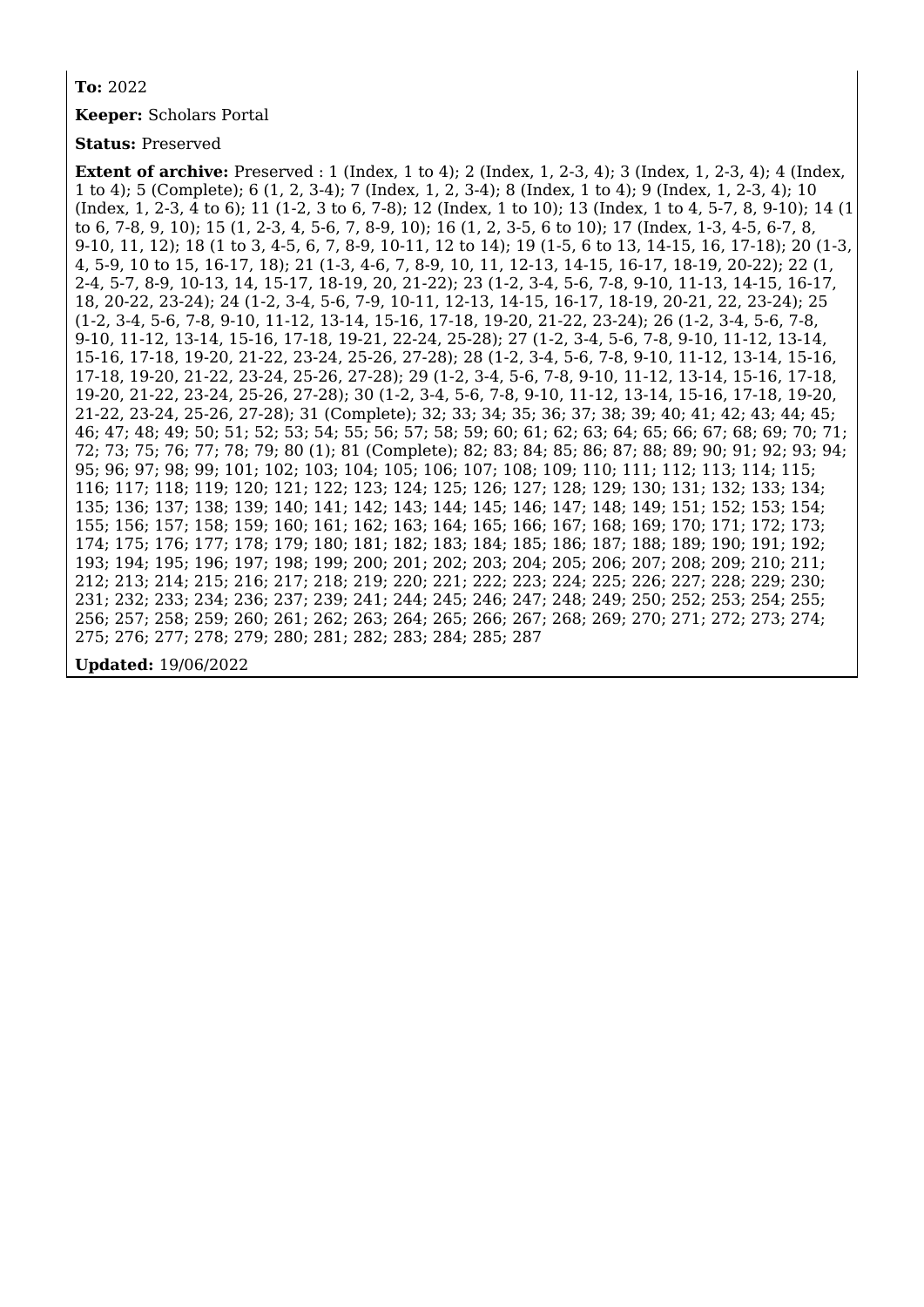**To:** 2022

**Keeper:** Scholars Portal

**Status:** Preserved

**Extent of archive:** Preserved : 1 (Index, 1 to 4); 2 (Index, 1, 2-3, 4); 3 (Index, 1, 2-3, 4); 4 (Index, 1 to 4); 5 (Complete); 6 (1, 2, 3-4); 7 (Index, 1, 2, 3-4); 8 (Index, 1 to 4); 9 (Index, 1, 2-3, 4); 10 (Index, 1, 2-3, 4 to 6); 11 (1-2, 3 to 6, 7-8); 12 (Index, 1 to 10); 13 (Index, 1 to 4, 5-7, 8, 9-10); 14 (1 to 6, 7-8, 9, 10); 15 (1, 2-3, 4, 5-6, 7, 8-9, 10); 16 (1, 2, 3-5, 6 to 10); 17 (Index, 1-3, 4-5, 6-7, 8, 9-10, 11, 12); 18 (1 to 3, 4-5, 6, 7, 8-9, 10-11, 12 to 14); 19 (1-5, 6 to 13, 14-15, 16, 17-18); 20 (1-3, 4, 5-9, 10 to 15, 16-17, 18); 21 (1-3, 4-6, 7, 8-9, 10, 11, 12-13, 14-15, 16-17, 18-19, 20-22); 22 (1, 2-4, 5-7, 8-9, 10-13, 14, 15-17, 18-19, 20, 21-22); 23 (1-2, 3-4, 5-6, 7-8, 9-10, 11-13, 14-15, 16-17, 18, 20-22, 23-24); 24 (1-2, 3-4, 5-6, 7-9, 10-11, 12-13, 14-15, 16-17, 18-19, 20-21, 22, 23-24); 25 (1-2, 3-4, 5-6, 7-8, 9-10, 11-12, 13-14, 15-16, 17-18, 19-20, 21-22, 23-24); 26 (1-2, 3-4, 5-6, 7-8, 9-10, 11-12, 13-14, 15-16, 17-18, 19-21, 22-24, 25-28); 27 (1-2, 3-4, 5-6, 7-8, 9-10, 11-12, 13-14, 15-16, 17-18, 19-20, 21-22, 23-24, 25-26, 27-28); 28 (1-2, 3-4, 5-6, 7-8, 9-10, 11-12, 13-14, 15-16, 17-18, 19-20, 21-22, 23-24, 25-26, 27-28); 29 (1-2, 3-4, 5-6, 7-8, 9-10, 11-12, 13-14, 15-16, 17-18, 19-20, 21-22, 23-24, 25-26, 27-28); 30 (1-2, 3-4, 5-6, 7-8, 9-10, 11-12, 13-14, 15-16, 17-18, 19-20, 21-22, 23-24, 25-26, 27-28); 31 (Complete); 32; 33; 34; 35; 36; 37; 38; 39; 40; 41; 42; 43; 44; 45; 46; 47; 48; 49; 50; 51; 52; 53; 54; 55; 56; 57; 58; 59; 60; 61; 62; 63; 64; 65; 66; 67; 68; 69; 70; 71; 72; 73; 75; 76; 77; 78; 79; 80 (1); 81 (Complete); 82; 83; 84; 85; 86; 87; 88; 89; 90; 91; 92; 93; 94; 95; 96; 97; 98; 99; 101; 102; 103; 104; 105; 106; 107; 108; 109; 110; 111; 112; 113; 114; 115; 116; 117; 118; 119; 120; 121; 122; 123; 124; 125; 126; 127; 128; 129; 130; 131; 132; 133; 134; 135; 136; 137; 138; 139; 140; 141; 142; 143; 144; 145; 146; 147; 148; 149; 151; 152; 153; 154; 155; 156; 157; 158; 159; 160; 161; 162; 163; 164; 165; 166; 167; 168; 169; 170; 171; 172; 173; 174; 175; 176; 177; 178; 179; 180; 181; 182; 183; 184; 185; 186; 187; 188; 189; 190; 191; 192; 193; 194; 195; 196; 197; 198; 199; 200; 201; 202; 203; 204; 205; 206; 207; 208; 209; 210; 211; 212; 213; 214; 215; 216; 217; 218; 219; 220; 221; 222; 223; 224; 225; 226; 227; 228; 229; 230; 231; 232; 233; 234; 236; 237; 239; 241; 244; 245; 246; 247; 248; 249; 250; 252; 253; 254; 255; 256; 257; 258; 259; 260; 261; 262; 263; 264; 265; 266; 267; 268; 269; 270; 271; 272; 273; 274; 275; 276; 277; 278; 279; 280; 281; 282; 283; 284; 285; 287

**Updated:** 19/06/2022